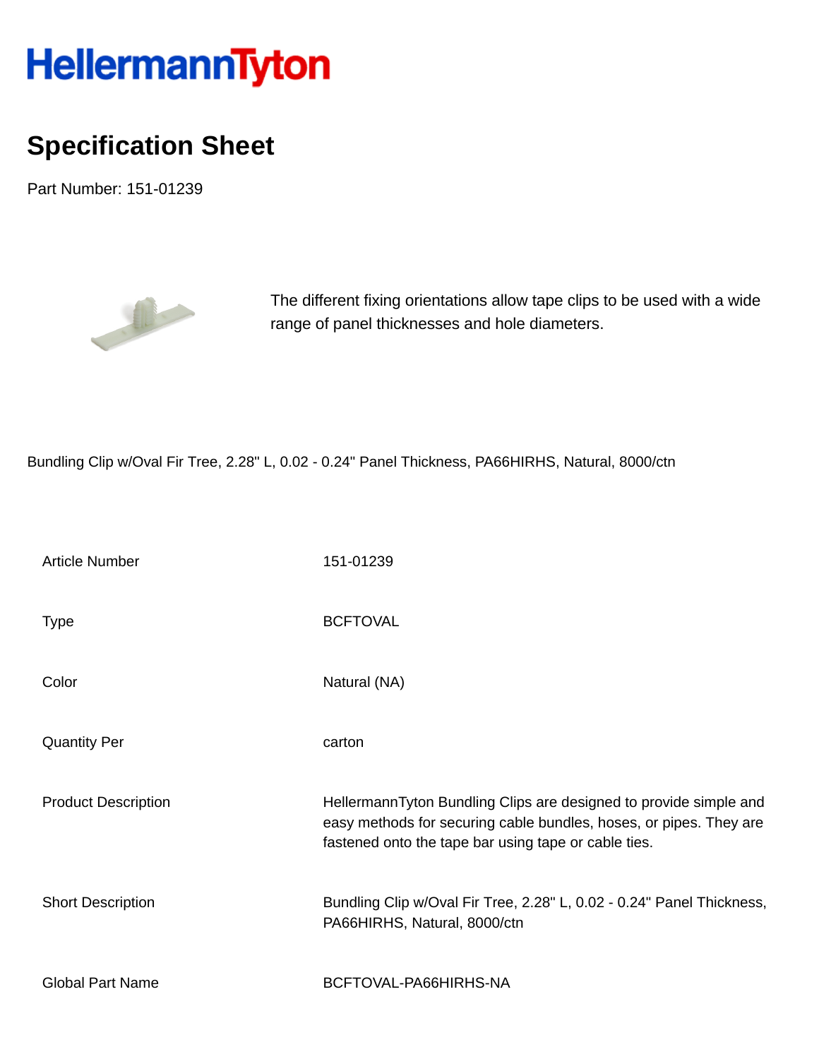# HellermannTyton

## Specification Sheet

Part Number: 151-01239

The different fixing orientations allow tape clips to be used with a wide range of panel thicknesses and hole diameters.

Bundling Clip w/Oval Fir Tree, 2.28" L, 0.02 - 0.24" Panel Thickness, PA66HIRHS, Natural, 8000/ctn

| | |
|---|---|
| Article Number | 151-01239 |
| Type | BCFTOVAL |
| Color | Natural (NA) |
| Quantity Per | carton |
| Product Description | HellermannTyton Bundling Clips are designed to provide simple and easy methods for securing cable bundles, hoses, or pipes. They are fastened onto the tape bar using tape or cable ties. |
| Short Description | Bundling Clip w/Oval Fir Tree, 2.28" L, 0.02 - 0.24" Panel Thickness, PA66HIRHS, Natural, 8000/ctn |
| Global Part Name | BCFTOVAL-PA66HIRHS-NA |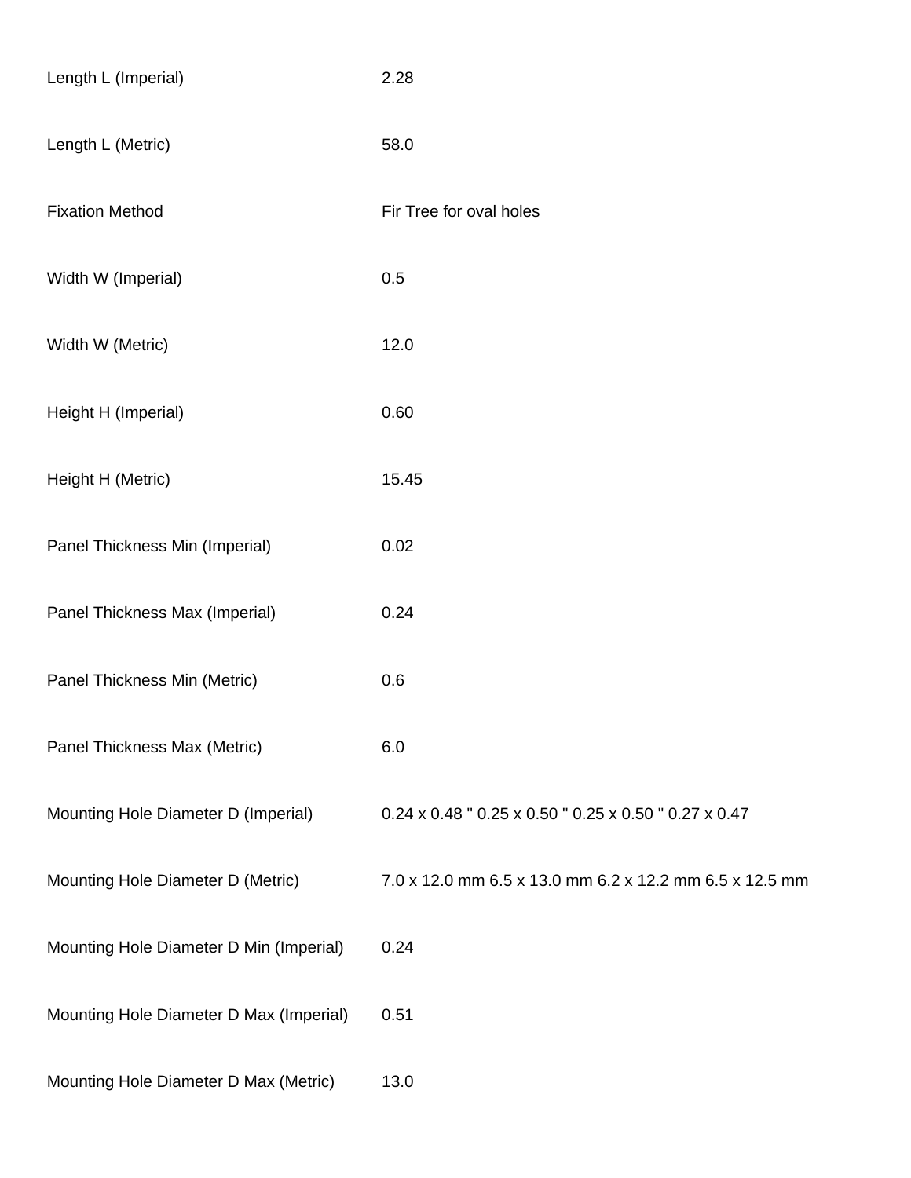| | |
|---|---|
| Length L (Imperial) | 2.28 |
| Length L (Metric) | 58.0 |
| Fixation Method | Fir Tree for oval holes |
| Width W (Imperial) | 0.5 |
| Width W (Metric) | 12.0 |
| Height H (Imperial) | 0.60 |
| Height H (Metric) | 15.45 |
| Panel Thickness Min (Imperial) | 0.02 |
| Panel Thickness Max (Imperial) | 0.24 |
| Panel Thickness Min (Metric) | 0.6 |
| Panel Thickness Max (Metric) | 6.0 |
| Mounting Hole Diameter D (Imperial) | 0.24 x 0.48 " 0.25 x 0.50 " 0.25 x 0.50 " 0.27 x 0.47 |
| Mounting Hole Diameter D (Metric) | 7.0 x 12.0 mm 6.5 x 13.0 mm 6.2 x 12.2 mm 6.5 x 12.5 mm |
| Mounting Hole Diameter D Min (Imperial) | 0.24 |
| Mounting Hole Diameter D Max (Imperial) | 0.51 |
| Mounting Hole Diameter D Max (Metric) | 13.0 |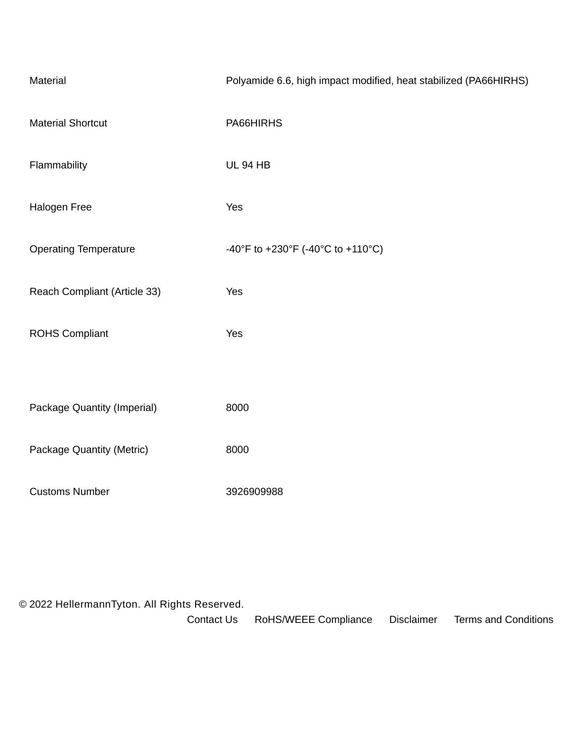| | |
|---|---|
| Material | Polyamide 6.6, high impact modified, heat stabilized (PA66HIRHS) |
| Material Shortcut | PA66HIRHS |
| Flammability | UL 94 HB |
| Halogen Free | Yes |
| Operating Temperature | -40°F to +230°F (-40°C to +110°C) |
| Reach Compliant (Article 33) | Yes |
| ROHS Compliant | Yes |

| | |
|---|---|
| Package Quantity (Imperial) | 8000 |
| Package Quantity (Metric) | 8000 |
| Customs Number | 3926909988 |

© 2022 HellermannTyton. All Rights Reserved.

Contact Us RoHS/WEEE Compliance Disclaimer Terms and Conditions